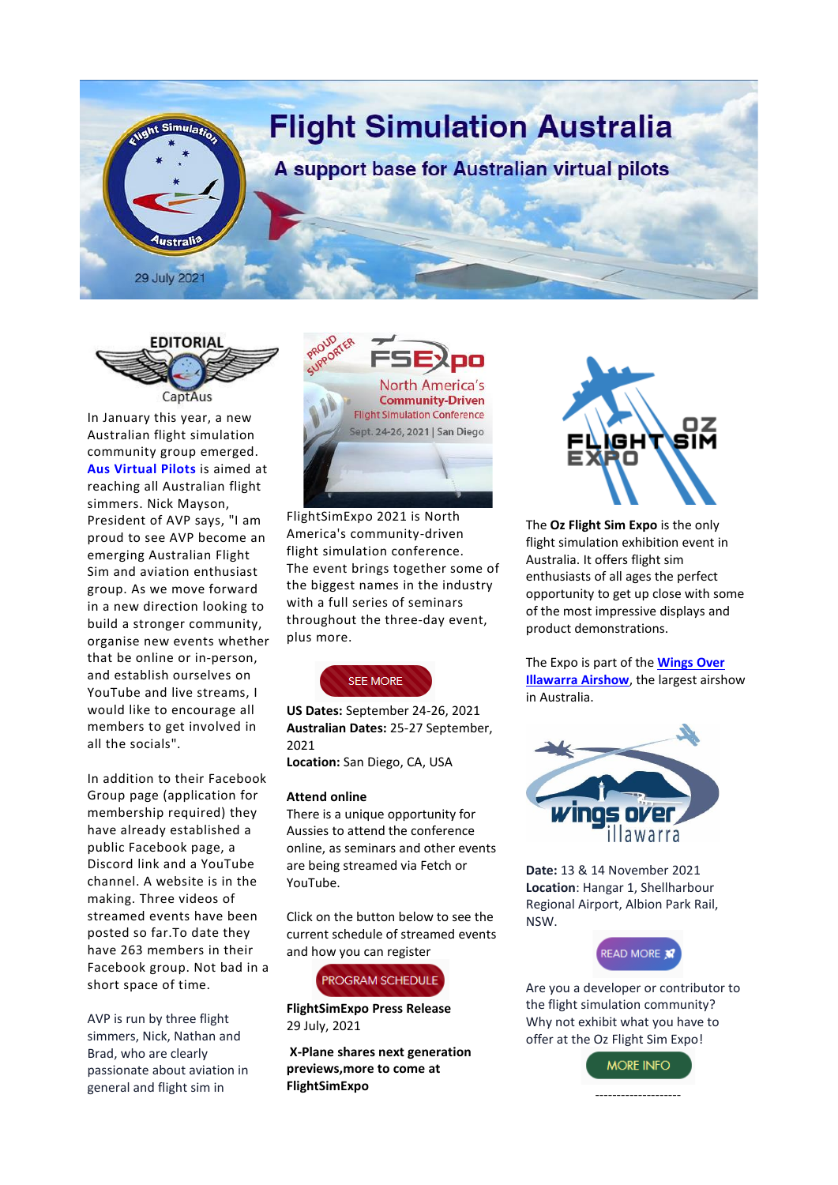# Flight Simulation Australia

## A support base for Australian virtual pilots

29 July 2021

## EDITORIAL

CaptAus

In January this year, a new Australian flight simulation community group emerged. **Aus Virtual Pilots** is aimed at reaching all Australian flight simmers. Nick Mayson, President of AVP says, "I am proud to see AVP become an emerging Australian Flight Sim and aviation enthusiast group. As we move forward in a new direction looking to build a stronger community, organise new events whether that be online or in-person, and establish ourselves on YouTube and live streams, I would like to encourage all members to get involved in all the socials".

In addition to their Facebook Group page (application for membership required) they have already established a public Facebook page, a Discord link and a YouTube channel. A website is in the making. Three videos of streamed events have been posted so far.To date they have 263 members in their Facebook group. Not bad in a short space of time.

AVP is run by three flight simmers, Nick, Nathan and Brad, who are clearly passionate about aviation in general and flight sim in

PROUD SUPPORTER FSExpo North America's Community-Driven Flight Simulation Conference Sept. 24-26, 2021 | San Diego

FlightSimExpo 2021 is North America's community-driven flight simulation conference. The event brings together some of the biggest names in the industry with a full series of seminars throughout the three-day event, plus more.

SEE MORE

**US Dates:** September 24-26, 2021
**Australian Dates:** 25-27 September, 2021
**Location:** San Diego, CA, USA

**Attend online**
There is a unique opportunity for Aussies to attend the conference online, as seminars and other events are being streamed via Fetch or YouTube.

Click on the button below to see the current schedule of streamed events and how you can register

PROGRAM SCHEDULE

**FlightSimExpo Press Release**
29 July, 2021

**X-Plane shares next generation previews,more to come at FlightSimExpo**

OZ FLIGHT SIM EXPO

The **Oz Flight Sim Expo** is the only flight simulation exhibition event in Australia. It offers flight sim enthusiasts of all ages the perfect opportunity to get up close with some of the most impressive displays and product demonstrations.

The Expo is part of the **Wings Over Illawarra Airshow**, the largest airshow in Australia.

wings over illawarra

**Date:** 13 & 14 November 2021
**Location**: Hangar 1, Shellharbour Regional Airport, Albion Park Rail, NSW.

READ MORE

Are you a developer or contributor to the flight simulation community? Why not exhibit what you have to offer at the Oz Flight Sim Expo!

MORE INFO

--------------------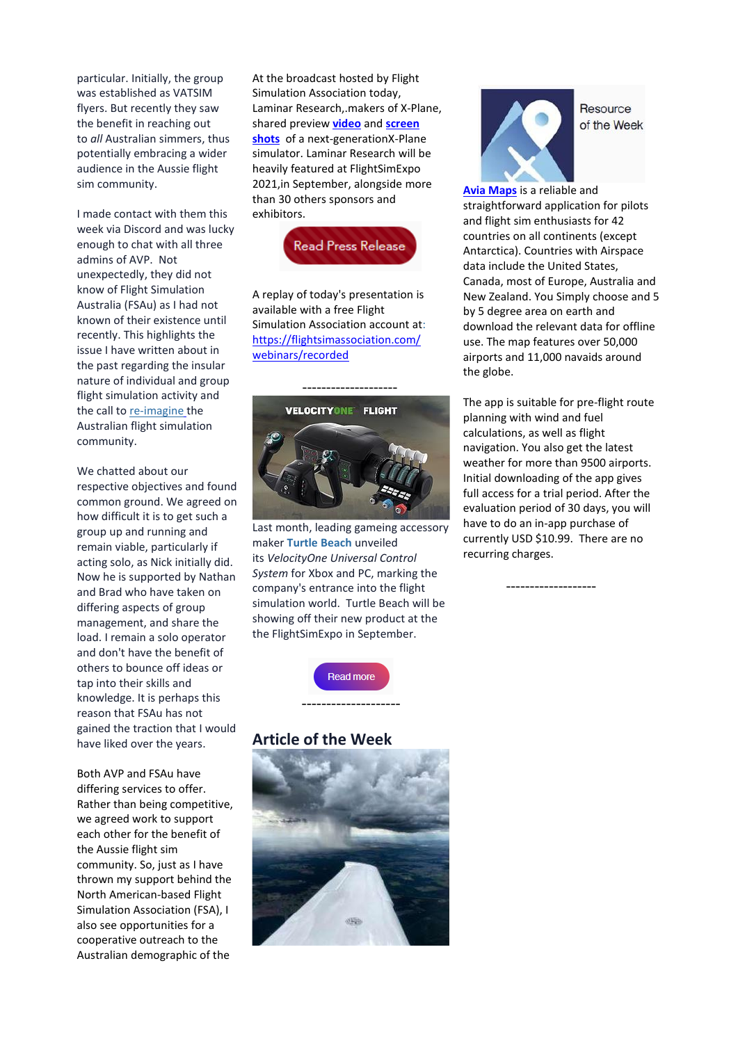particular. Initially, the group was established as VATSIM flyers. But recently they saw the benefit in reaching out to *all* Australian simmers, thus potentially embracing a wider audience in the Aussie flight sim community.

I made contact with them this week via Discord and was lucky enough to chat with all three admins of AVP. Not unexpectedly, they did not know of Flight Simulation Australia (FSAu) as I had not known of their existence until recently. This highlights the issue I have written about in the past regarding the insular nature of individual and group flight simulation activity and the call to re-imagine the Australian flight simulation community.

We chatted about our respective objectives and found common ground. We agreed on how difficult it is to get such a group up and running and remain viable, particularly if acting solo, as Nick initially did. Now he is supported by Nathan and Brad who have taken on differing aspects of group management, and share the load. I remain a solo operator and don't have the benefit of others to bounce off ideas or tap into their skills and knowledge. It is perhaps this reason that FSAu has not gained the traction that I would have liked over the years.

Both AVP and FSAu have differing services to offer. Rather than being competitive, we agreed work to support each other for the benefit of the Aussie flight sim community. So, just as I have thrown my support behind the North American-based Flight Simulation Association (FSA), I also see opportunities for a cooperative outreach to the Australian demographic of the

At the broadcast hosted by Flight Simulation Association today, Laminar Research,.makers of X-Plane, shared preview **video** and **screen shots** of a next-generationX-Plane simulator. Laminar Research will be heavily featured at FlightSimExpo 2021,in September, alongside more than 30 others sponsors and exhibitors.

Read Press Release

A replay of today's presentation is available with a free Flight Simulation Association account at: https://flightsimassociation.com/webinars/recorded

--------------------

Last month, leading gameing accessory maker **Turtle Beach** unveiled its *VelocityOne Universal Control System* for Xbox and PC, marking the company's entrance into the flight simulation world. Turtle Beach will be showing off their new product at the the FlightSimExpo in September.

Read more

--------------------

## Article of the Week

Resource of the Week

**Avia Maps** is a reliable and straightforward application for pilots and flight sim enthusiasts for 42 countries on all continents (except Antarctica). Countries with Airspace data include the United States, Canada, most of Europe, Australia and New Zealand. You Simply choose and 5 by 5 degree area on earth and download the relevant data for offline use. The map features over 50,000 airports and 11,000 navaids around the globe.

The app is suitable for pre-flight route planning with wind and fuel calculations, as well as flight navigation. You also get the latest weather for more than 9500 airports. Initial downloading of the app gives full access for a trial period. After the evaluation period of 30 days, you will have to do an in-app purchase of currently USD $10.99. There are no recurring charges.

-------------------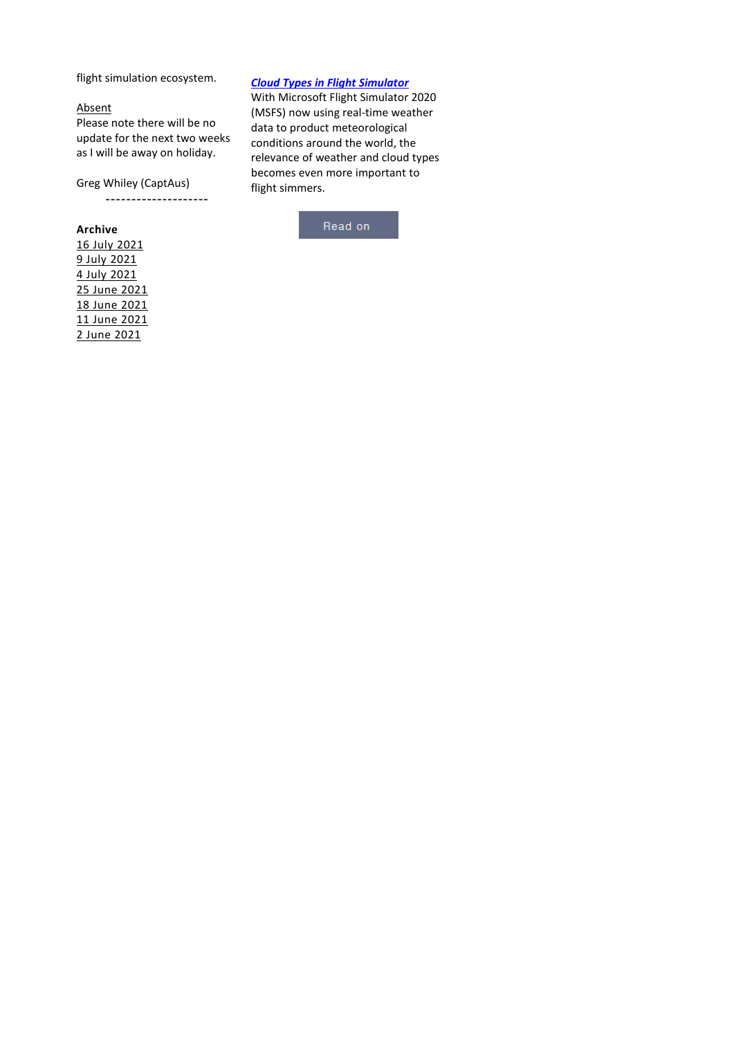flight simulation ecosystem.

Absent
Please note there will be no update for the next two weeks as I will be away on holiday.

Greg Whiley (CaptAus)

--------------------

**Archive**

16 July 2021
9 July 2021
4 July 2021
25 June 2021
18 June 2021
11 June 2021
2 June 2021

***Cloud Types in Flight Simulator***

With Microsoft Flight Simulator 2020 (MSFS) now using real-time weather data to product meteorological conditions around the world, the relevance of weather and cloud types becomes even more important to flight simmers.

Read on